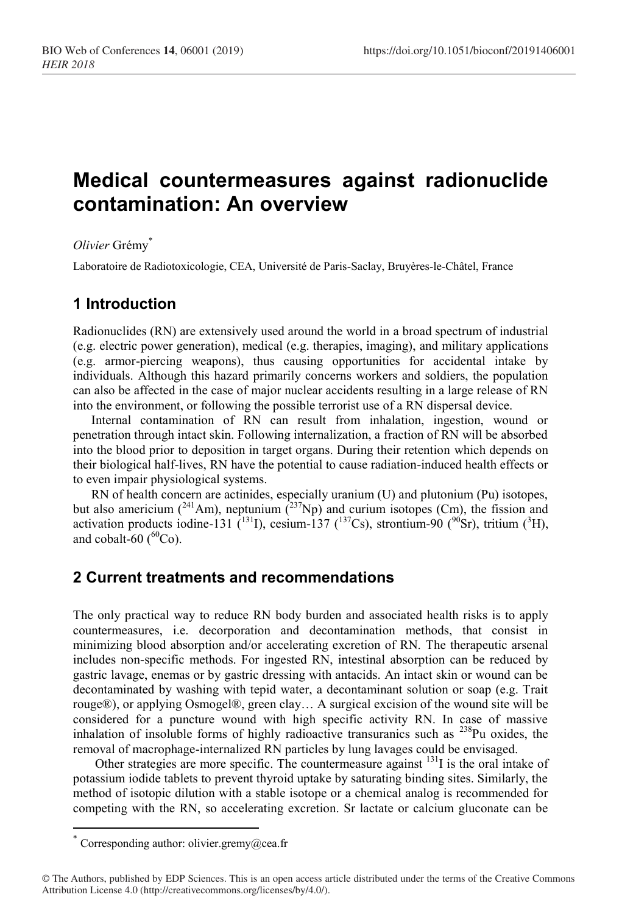# Medical countermeasures against radionuclide contamination: An overview

*Olivier* Grémy[*]

Laboratoire de Radiotoxicologie, CEA, Université de Paris-Saclay, Bruyères-le-Châtel, France

## 1 Introduction

Radionuclides (RN) are extensively used around the world in a broad spectrum of industrial (e.g. electric power generation), medical (e.g. therapies, imaging), and military applications (e.g. armor-piercing weapons), thus causing opportunities for accidental intake by individuals. Although this hazard primarily concerns workers and soldiers, the population can also be affected in the case of major nuclear accidents resulting in a large release of RN into the environment, or following the possible terrorist use of a RN dispersal device.

Internal contamination of RN can result from inhalation, ingestion, wound or penetration through intact skin. Following internalization, a fraction of RN will be absorbed into the blood prior to deposition in target organs. During their retention which depends on their biological half-lives, RN have the potential to cause radiation-induced health effects or to even impair physiological systems.

RN of health concern are actinides, especially uranium (U) and plutonium (Pu) isotopes, but also americium ($^{241}$Am), neptunium ($^{237}$Np) and curium isotopes (Cm), the fission and activation products iodine-131 ($^{131}$I), cesium-137 ($^{137}$Cs), strontium-90 ($^{90}$Sr), tritium ($^{3}$H), and cobalt-60 ($^{60}$Co).

## 2 Current treatments and recommendations

The only practical way to reduce RN body burden and associated health risks is to apply countermeasures, i.e. decorporation and decontamination methods, that consist in minimizing blood absorption and/or accelerating excretion of RN. The therapeutic arsenal includes non-specific methods. For ingested RN, intestinal absorption can be reduced by gastric lavage, enemas or by gastric dressing with antacids. An intact skin or wound can be decontaminated by washing with tepid water, a decontaminant solution or soap (e.g. Trait rouge®), or applying Osmogel®, green clay… A surgical excision of the wound site will be considered for a puncture wound with high specific activity RN. In case of massive inhalation of insoluble forms of highly radioactive transuranics such as $^{238}$Pu oxides, the removal of macrophage-internalized RN particles by lung lavages could be envisaged.

Other strategies are more specific. The countermeasure against $^{131}$I is the oral intake of potassium iodide tablets to prevent thyroid uptake by saturating binding sites. Similarly, the method of isotopic dilution with a stable isotope or a chemical analog is recommended for competing with the RN, so accelerating excretion. Sr lactate or calcium gluconate can be

[*] Corresponding author: olivier.gremy@cea.fr

© The Authors, published by EDP Sciences. This is an open access article distributed under the terms of the Creative Commons Attribution License 4.0 (http://creativecommons.org/licenses/by/4.0/).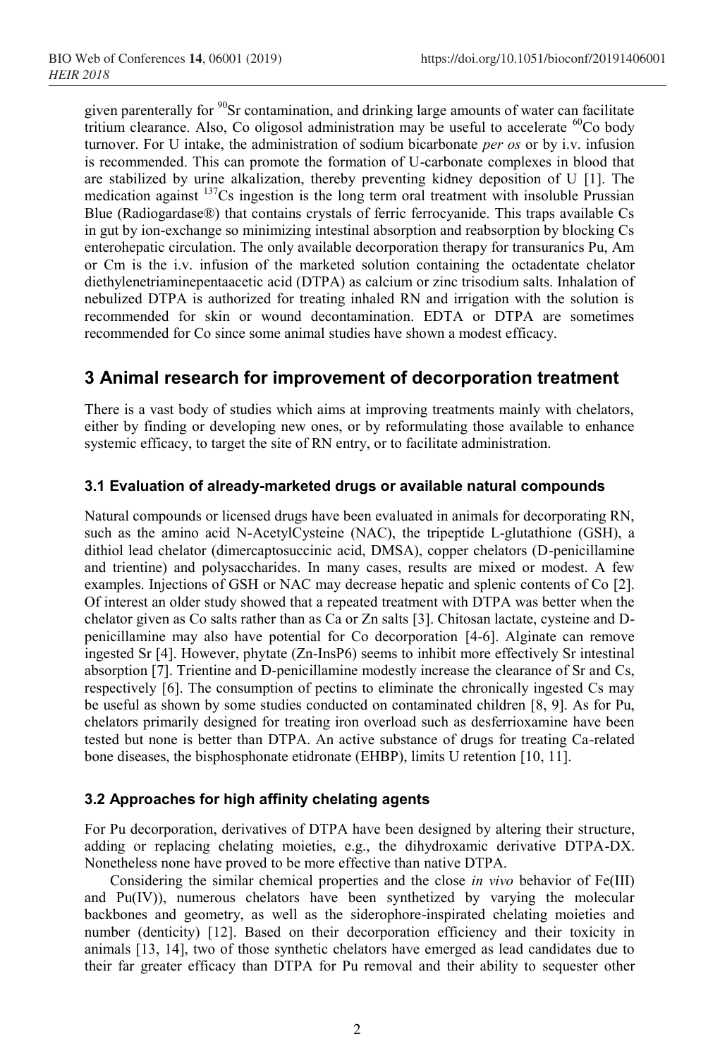given parenterally for $^{90}Sr$ contamination, and drinking large amounts of water can facilitate tritium clearance. Also, Co oligosol administration may be useful to accelerate $^{60}Co$ body turnover. For U intake, the administration of sodium bicarbonate *per os* or by i.v. infusion is recommended. This can promote the formation of U-carbonate complexes in blood that are stabilized by urine alkalization, thereby preventing kidney deposition of U [1]. The medication against $^{137}Cs$ ingestion is the long term oral treatment with insoluble Prussian Blue (Radiogardase®) that contains crystals of ferric ferrocyanide. This traps available Cs in gut by ion-exchange so minimizing intestinal absorption and reabsorption by blocking Cs enterohepatic circulation. The only available decorporation therapy for transuranics Pu, Am or Cm is the i.v. infusion of the marketed solution containing the octadentate chelator diethylenetriaminepentaacetic acid (DTPA) as calcium or zinc trisodium salts. Inhalation of nebulized DTPA is authorized for treating inhaled RN and irrigation with the solution is recommended for skin or wound decontamination. EDTA or DTPA are sometimes recommended for Co since some animal studies have shown a modest efficacy.

## 3 Animal research for improvement of decorporation treatment

There is a vast body of studies which aims at improving treatments mainly with chelators, either by finding or developing new ones, or by reformulating those available to enhance systemic efficacy, to target the site of RN entry, or to facilitate administration.

### 3.1 Evaluation of already-marketed drugs or available natural compounds

Natural compounds or licensed drugs have been evaluated in animals for decorporating RN, such as the amino acid N-AcetylCysteine (NAC), the tripeptide L-glutathione (GSH), a dithiol lead chelator (dimercaptosuccinic acid, DMSA), copper chelators (D-penicillamine and trientine) and polysaccharides. In many cases, results are mixed or modest. A few examples. Injections of GSH or NAC may decrease hepatic and splenic contents of Co [2]. Of interest an older study showed that a repeated treatment with DTPA was better when the chelator given as Co salts rather than as Ca or Zn salts [3]. Chitosan lactate, cysteine and D-penicillamine may also have potential for Co decorporation [4-6]. Alginate can remove ingested Sr [4]. However, phytate (Zn-InsP6) seems to inhibit more effectively Sr intestinal absorption [7]. Trientine and D-penicillamine modestly increase the clearance of Sr and Cs, respectively [6]. The consumption of pectins to eliminate the chronically ingested Cs may be useful as shown by some studies conducted on contaminated children [8, 9]. As for Pu, chelators primarily designed for treating iron overload such as desferrioxamine have been tested but none is better than DTPA. An active substance of drugs for treating Ca-related bone diseases, the bisphosphonate etidronate (EHBP), limits U retention [10, 11].

### 3.2 Approaches for high affinity chelating agents

For Pu decorporation, derivatives of DTPA have been designed by altering their structure, adding or replacing chelating moieties, e.g., the dihydroxamic derivative DTPA-DX. Nonetheless none have proved to be more effective than native DTPA.

Considering the similar chemical properties and the close *in vivo* behavior of Fe(III) and Pu(IV)), numerous chelators have been synthetized by varying the molecular backbones and geometry, as well as the siderophore-inspirated chelating moieties and number (denticity) [12]. Based on their decorporation efficiency and their toxicity in animals [13, 14], two of those synthetic chelators have emerged as lead candidates due to their far greater efficacy than DTPA for Pu removal and their ability to sequester other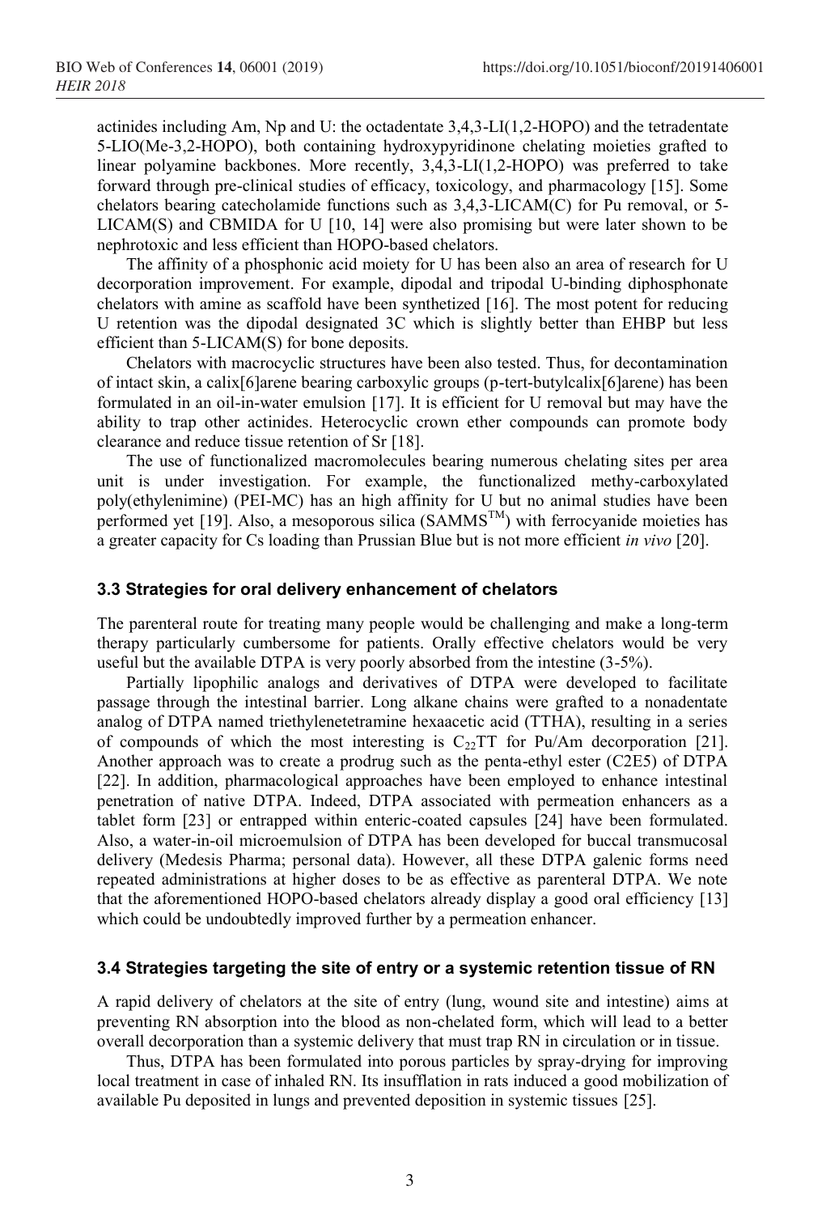actinides including Am, Np and U: the octadentate 3,4,3-LI(1,2-HOPO) and the tetradentate 5-LIO(Me-3,2-HOPO), both containing hydroxypyridinone chelating moieties grafted to linear polyamine backbones. More recently, 3,4,3-LI(1,2-HOPO) was preferred to take forward through pre-clinical studies of efficacy, toxicology, and pharmacology [15]. Some chelators bearing catecholamide functions such as 3,4,3-LICAM(C) for Pu removal, or 5-LICAM(S) and CBMIDA for U [10, 14] were also promising but were later shown to be nephrotoxic and less efficient than HOPO-based chelators.

The affinity of a phosphonic acid moiety for U has been also an area of research for U decorporation improvement. For example, dipodal and tripodal U-binding diphosphonate chelators with amine as scaffold have been synthetized [16]. The most potent for reducing U retention was the dipodal designated 3C which is slightly better than EHBP but less efficient than 5-LICAM(S) for bone deposits.

Chelators with macrocyclic structures have been also tested. Thus, for decontamination of intact skin, a calix[6]arene bearing carboxylic groups (p-tert-butylcalix[6]arene) has been formulated in an oil-in-water emulsion [17]. It is efficient for U removal but may have the ability to trap other actinides. Heterocyclic crown ether compounds can promote body clearance and reduce tissue retention of Sr [18].

The use of functionalized macromolecules bearing numerous chelating sites per area unit is under investigation. For example, the functionalized methy-carboxylated poly(ethylenimine) (PEI-MC) has an high affinity for U but no animal studies have been performed yet [19]. Also, a mesoporous silica (SAMMS$^{TM}$) with ferrocyanide moieties has a greater capacity for Cs loading than Prussian Blue but is not more efficient *in vivo* [20].

### 3.3 Strategies for oral delivery enhancement of chelators

The parenteral route for treating many people would be challenging and make a long-term therapy particularly cumbersome for patients. Orally effective chelators would be very useful but the available DTPA is very poorly absorbed from the intestine (3-5%).

Partially lipophilic analogs and derivatives of DTPA were developed to facilitate passage through the intestinal barrier. Long alkane chains were grafted to a nonadentate analog of DTPA named triethylenetetramine hexaacetic acid (TTHA), resulting in a series of compounds of which the most interesting is $C_{22}$TT for Pu/Am decorporation [21]. Another approach was to create a prodrug such as the penta-ethyl ester (C2E5) of DTPA [22]. In addition, pharmacological approaches have been employed to enhance intestinal penetration of native DTPA. Indeed, DTPA associated with permeation enhancers as a tablet form [23] or entrapped within enteric-coated capsules [24] have been formulated. Also, a water-in-oil microemulsion of DTPA has been developed for buccal transmucosal delivery (Medesis Pharma; personal data). However, all these DTPA galenic forms need repeated administrations at higher doses to be as effective as parenteral DTPA. We note that the aforementioned HOPO-based chelators already display a good oral efficiency [13] which could be undoubtedly improved further by a permeation enhancer.

### 3.4 Strategies targeting the site of entry or a systemic retention tissue of RN

A rapid delivery of chelators at the site of entry (lung, wound site and intestine) aims at preventing RN absorption into the blood as non-chelated form, which will lead to a better overall decorporation than a systemic delivery that must trap RN in circulation or in tissue.

Thus, DTPA has been formulated into porous particles by spray-drying for improving local treatment in case of inhaled RN. Its insufflation in rats induced a good mobilization of available Pu deposited in lungs and prevented deposition in systemic tissues [25].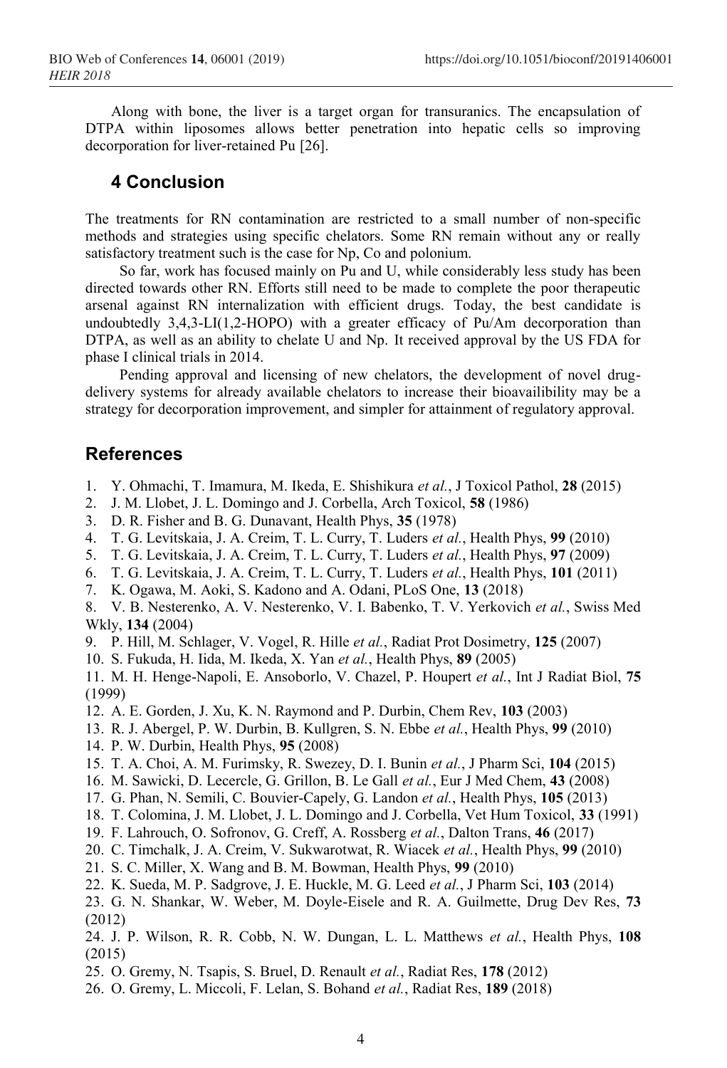Along with bone, the liver is a target organ for transuranics. The encapsulation of DTPA within liposomes allows better penetration into hepatic cells so improving decorporation for liver-retained Pu [26].

## 4 Conclusion

The treatments for RN contamination are restricted to a small number of non-specific methods and strategies using specific chelators. Some RN remain without any or really satisfactory treatment such is the case for Np, Co and polonium.

So far, work has focused mainly on Pu and U, while considerably less study has been directed towards other RN. Efforts still need to be made to complete the poor therapeutic arsenal against RN internalization with efficient drugs. Today, the best candidate is undoubtedly 3,4,3-LI(1,2-HOPO) with a greater efficacy of Pu/Am decorporation than DTPA, as well as an ability to chelate U and Np. It received approval by the US FDA for phase I clinical trials in 2014.

Pending approval and licensing of new chelators, the development of novel drug-delivery systems for already available chelators to increase their bioavailibility may be a strategy for decorporation improvement, and simpler for attainment of regulatory approval.

## References

1. Y. Ohmachi, T. Imamura, M. Ikeda, E. Shishikura *et al.*, J Toxicol Pathol, **28** (2015)
2. J. M. Llobet, J. L. Domingo and J. Corbella, Arch Toxicol, **58** (1986)
3. D. R. Fisher and B. G. Dunavant, Health Phys, **35** (1978)
4. T. G. Levitskaia, J. A. Creim, T. L. Curry, T. Luders *et al.*, Health Phys, **99** (2010)
5. T. G. Levitskaia, J. A. Creim, T. L. Curry, T. Luders *et al.*, Health Phys, **97** (2009)
6. T. G. Levitskaia, J. A. Creim, T. L. Curry, T. Luders *et al.*, Health Phys, **101** (2011)
7. K. Ogawa, M. Aoki, S. Kadono and A. Odani, PLoS One, **13** (2018)
8. V. B. Nesterenko, A. V. Nesterenko, V. I. Babenko, T. V. Yerkovich *et al.*, Swiss Med Wkly, **134** (2004)
9. P. Hill, M. Schlager, V. Vogel, R. Hille *et al.*, Radiat Prot Dosimetry, **125** (2007)
10. S. Fukuda, H. Iida, M. Ikeda, X. Yan *et al.*, Health Phys, **89** (2005)
11. M. H. Henge-Napoli, E. Ansoborlo, V. Chazel, P. Houpert *et al.*, Int J Radiat Biol, **75** (1999)
12. A. E. Gorden, J. Xu, K. N. Raymond and P. Durbin, Chem Rev, **103** (2003)
13. R. J. Abergel, P. W. Durbin, B. Kullgren, S. N. Ebbe *et al.*, Health Phys, **99** (2010)
14. P. W. Durbin, Health Phys, **95** (2008)
15. T. A. Choi, A. M. Furimsky, R. Swezey, D. I. Bunin *et al.*, J Pharm Sci, **104** (2015)
16. M. Sawicki, D. Lecercle, G. Grillon, B. Le Gall *et al.*, Eur J Med Chem, **43** (2008)
17. G. Phan, N. Semili, C. Bouvier-Capely, G. Landon *et al.*, Health Phys, **105** (2013)
18. T. Colomina, J. M. Llobet, J. L. Domingo and J. Corbella, Vet Hum Toxicol, **33** (1991)
19. F. Lahrouch, O. Sofronov, G. Creff, A. Rossberg *et al.*, Dalton Trans, **46** (2017)
20. C. Timchalk, J. A. Creim, V. Sukwarotwat, R. Wiacek *et al.*, Health Phys, **99** (2010)
21. S. C. Miller, X. Wang and B. M. Bowman, Health Phys, **99** (2010)
22. K. Sueda, M. P. Sadgrove, J. E. Huckle, M. G. Leed *et al.*, J Pharm Sci, **103** (2014)
23. G. N. Shankar, W. Weber, M. Doyle-Eisele and R. A. Guilmette, Drug Dev Res, **73** (2012)
24. J. P. Wilson, R. R. Cobb, N. W. Dungan, L. L. Matthews *et al.*, Health Phys, **108** (2015)
25. O. Gremy, N. Tsapis, S. Bruel, D. Renault *et al.*, Radiat Res, **178** (2012)
26. O. Gremy, L. Miccoli, F. Lelan, S. Bohand *et al.*, Radiat Res, **189** (2018)